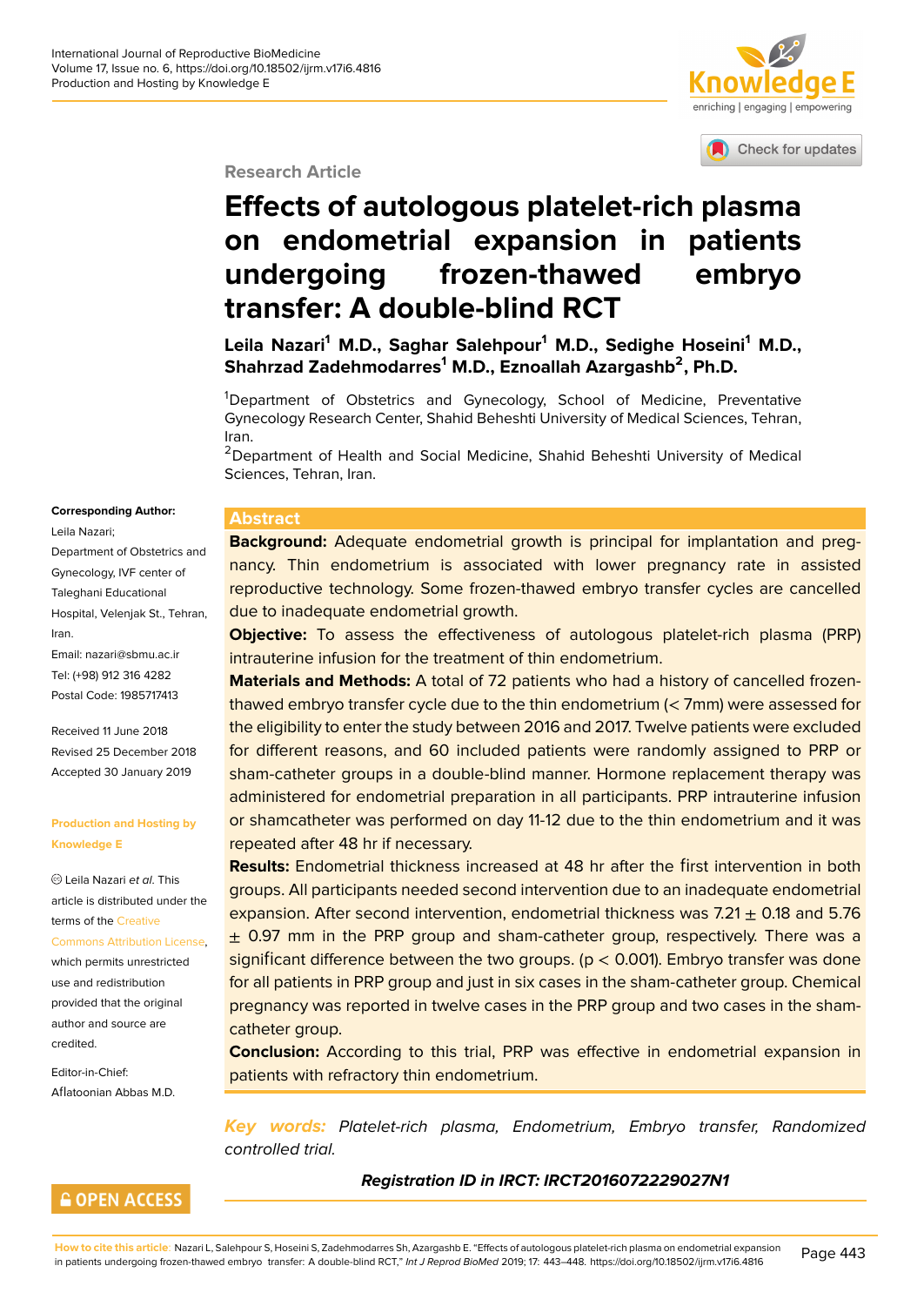Research Article

# Effects of autologous platelet-rich plasma on endometrial expansion in patients undergoing frozen-thawed embryo transfer: A double-blind RCT

**Leila Nazari[1] M.D., Saghar Salehpour[1] M.D., Sedighe Hoseini[1] M.D., Shahrzad Zadehmodarres[1] M.D., Eznoallah Azargashb[2], Ph.D.**

[1]Department of Obstetrics and Gynecology, School of Medicine, Preventative Gynecology Research Center, Shahid Beheshti University of Medical Sciences, Tehran, Iran.
[2]Department of Health and Social Medicine, Shahid Beheshti University of Medical Sciences, Tehran, Iran.

**Corresponding Author:**
Leila Nazari;
Department of Obstetrics and Gynecology, IVF center of Taleghani Educational Hospital, Velenjak St., Tehran, Iran.
Email: nazari@sbmu.ac.ir
Tel: (+98) 912 316 4282
Postal Code: 1985717413

Received 11 June 2018
Revised 25 December 2018
Accepted 30 January 2019

**Production and Hosting by Knowledge E**

© Leila Nazari *et al*. This article is distributed under the terms of the Creative Commons Attribution License, which permits unrestricted use and redistribution provided that the original author and source are credited.

Editor-in-Chief:
Aflatoonian Abbas M.D.

## Abstract

**Background:** Adequate endometrial growth is principal for implantation and pregnancy. Thin endometrium is associated with lower pregnancy rate in assisted reproductive technology. Some frozen-thawed embryo transfer cycles are cancelled due to inadequate endometrial growth.

**Objective:** To assess the effectiveness of autologous platelet-rich plasma (PRP) intrauterine infusion for the treatment of thin endometrium.

**Materials and Methods:** A total of 72 patients who had a history of cancelled frozen-thawed embryo transfer cycle due to the thin endometrium (< 7mm) were assessed for the eligibility to enter the study between 2016 and 2017. Twelve patients were excluded for different reasons, and 60 included patients were randomly assigned to PRP or sham-catheter groups in a double-blind manner. Hormone replacement therapy was administered for endometrial preparation in all participants. PRP intrauterine infusion or shamcatheter was performed on day 11-12 due to the thin endometrium and it was repeated after 48 hr if necessary.

**Results:** Endometrial thickness increased at 48 hr after the first intervention in both groups. All participants needed second intervention due to an inadequate endometrial expansion. After second intervention, endometrial thickness was 7.21 ± 0.18 and 5.76 ± 0.97 mm in the PRP group and sham-catheter group, respectively. There was a significant difference between the two groups. ($p < 0.001$). Embryo transfer was done for all patients in PRP group and just in six cases in the sham-catheter group. Chemical pregnancy was reported in twelve cases in the PRP group and two cases in the sham-catheter group.

**Conclusion:** According to this trial, PRP was effective in endometrial expansion in patients with refractory thin endometrium.

***Key words:*** *Platelet-rich plasma, Endometrium, Embryo transfer, Randomized controlled trial.*

***Registration ID in IRCT: IRCT2016072229027N1***

**How to cite this article:** Nazari L, Salehpour S, Hoseini S, Zadehmodarres Sh, Azargashb E. "Effects of autologous platelet-rich plasma on endometrial expansion in patients undergoing frozen-thawed embryo transfer: A double-blind RCT," *Int J Reprod BioMed* 2019; 17: 443–448. https://doi.org/10.18502/ijrm.v17i6.4816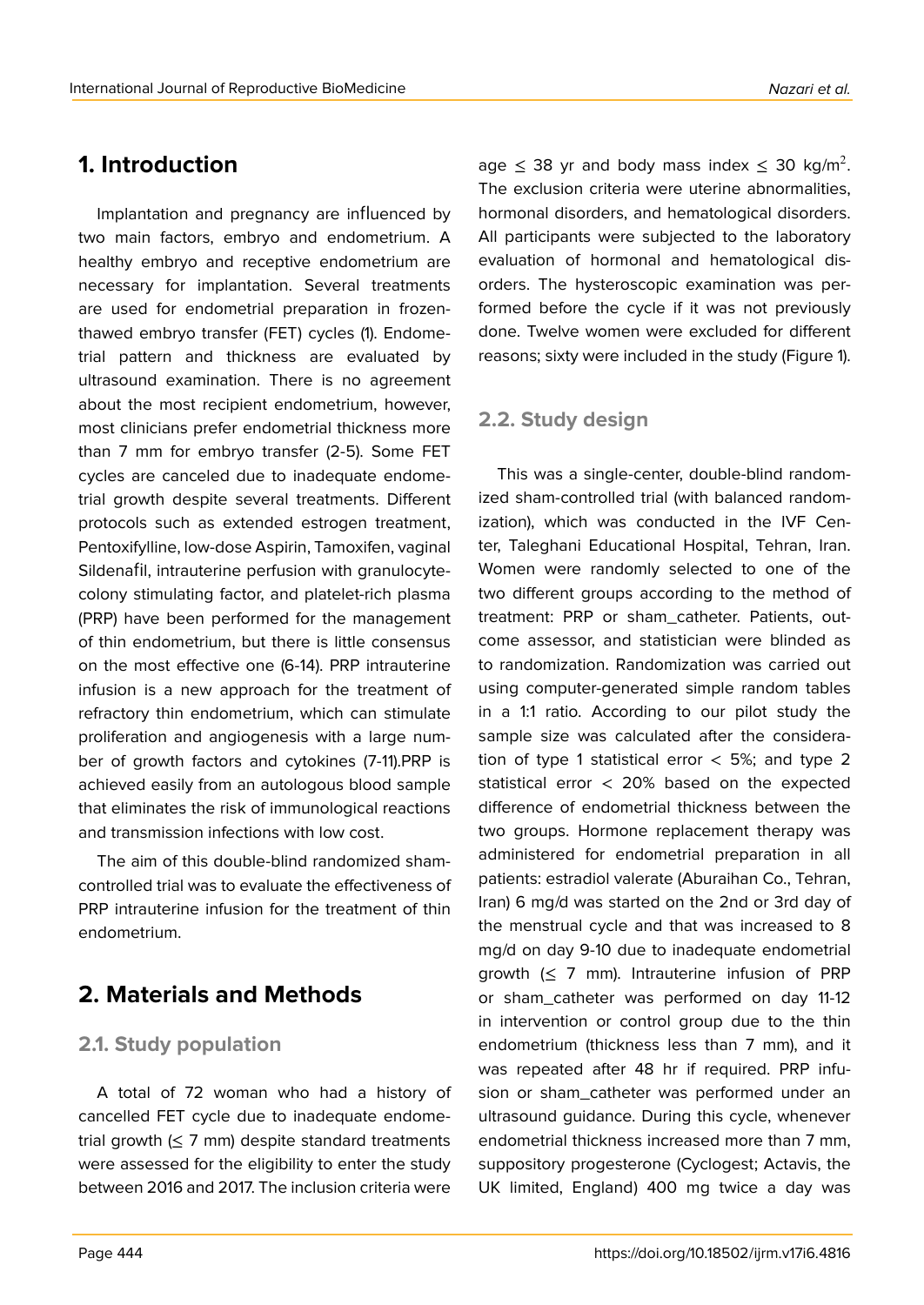## 1. Introduction

Implantation and pregnancy are influenced by two main factors, embryo and endometrium. A healthy embryo and receptive endometrium are necessary for implantation. Several treatments are used for endometrial preparation in frozen-thawed embryo transfer (FET) cycles (1). Endometrial pattern and thickness are evaluated by ultrasound examination. There is no agreement about the most recipient endometrium, however, most clinicians prefer endometrial thickness more than 7 mm for embryo transfer (2-5). Some FET cycles are canceled due to inadequate endometrial growth despite several treatments. Different protocols such as extended estrogen treatment, Pentoxifylline, low-dose Aspirin, Tamoxifen, vaginal Sildenafil, intrauterine perfusion with granulocyte-colony stimulating factor, and platelet-rich plasma (PRP) have been performed for the management of thin endometrium, but there is little consensus on the most effective one (6-14). PRP intrauterine infusion is a new approach for the treatment of refractory thin endometrium, which can stimulate proliferation and angiogenesis with a large number of growth factors and cytokines (7-11).PRP is achieved easily from an autologous blood sample that eliminates the risk of immunological reactions and transmission infections with low cost.

The aim of this double-blind randomized sham-controlled trial was to evaluate the effectiveness of PRP intrauterine infusion for the treatment of thin endometrium.

## 2. Materials and Methods

### 2.1. Study population

A total of 72 woman who had a history of cancelled FET cycle due to inadequate endometrial growth ($\leq$ 7 mm) despite standard treatments were assessed for the eligibility to enter the study between 2016 and 2017. The inclusion criteria were age $\leq$ 38 yr and body mass index $\leq$ 30 kg/m$^2$. The exclusion criteria were uterine abnormalities, hormonal disorders, and hematological disorders. All participants were subjected to the laboratory evaluation of hormonal and hematological disorders. The hysteroscopic examination was performed before the cycle if it was not previously done. Twelve women were excluded for different reasons; sixty were included in the study (Figure 1).

### 2.2. Study design

This was a single-center, double-blind randomized sham-controlled trial (with balanced randomization), which was conducted in the IVF Center, Taleghani Educational Hospital, Tehran, Iran. Women were randomly selected to one of the two different groups according to the method of treatment: PRP or sham_catheter. Patients, outcome assessor, and statistician were blinded as to randomization. Randomization was carried out using computer-generated simple random tables in a 1:1 ratio. According to our pilot study the sample size was calculated after the consideration of type 1 statistical error < 5%; and type 2 statistical error < 20% based on the expected difference of endometrial thickness between the two groups. Hormone replacement therapy was administered for endometrial preparation in all patients: estradiol valerate (Aburaihan Co., Tehran, Iran) 6 mg/d was started on the 2nd or 3rd day of the menstrual cycle and that was increased to 8 mg/d on day 9-10 due to inadequate endometrial growth ($\leq$ 7 mm). Intrauterine infusion of PRP or sham_catheter was performed on day 11-12 in intervention or control group due to the thin endometrium (thickness less than 7 mm), and it was repeated after 48 hr if required. PRP infusion or sham_catheter was performed under an ultrasound guidance. During this cycle, whenever endometrial thickness increased more than 7 mm, suppository progesterone (Cyclogest; Actavis, the UK limited, England) 400 mg twice a day was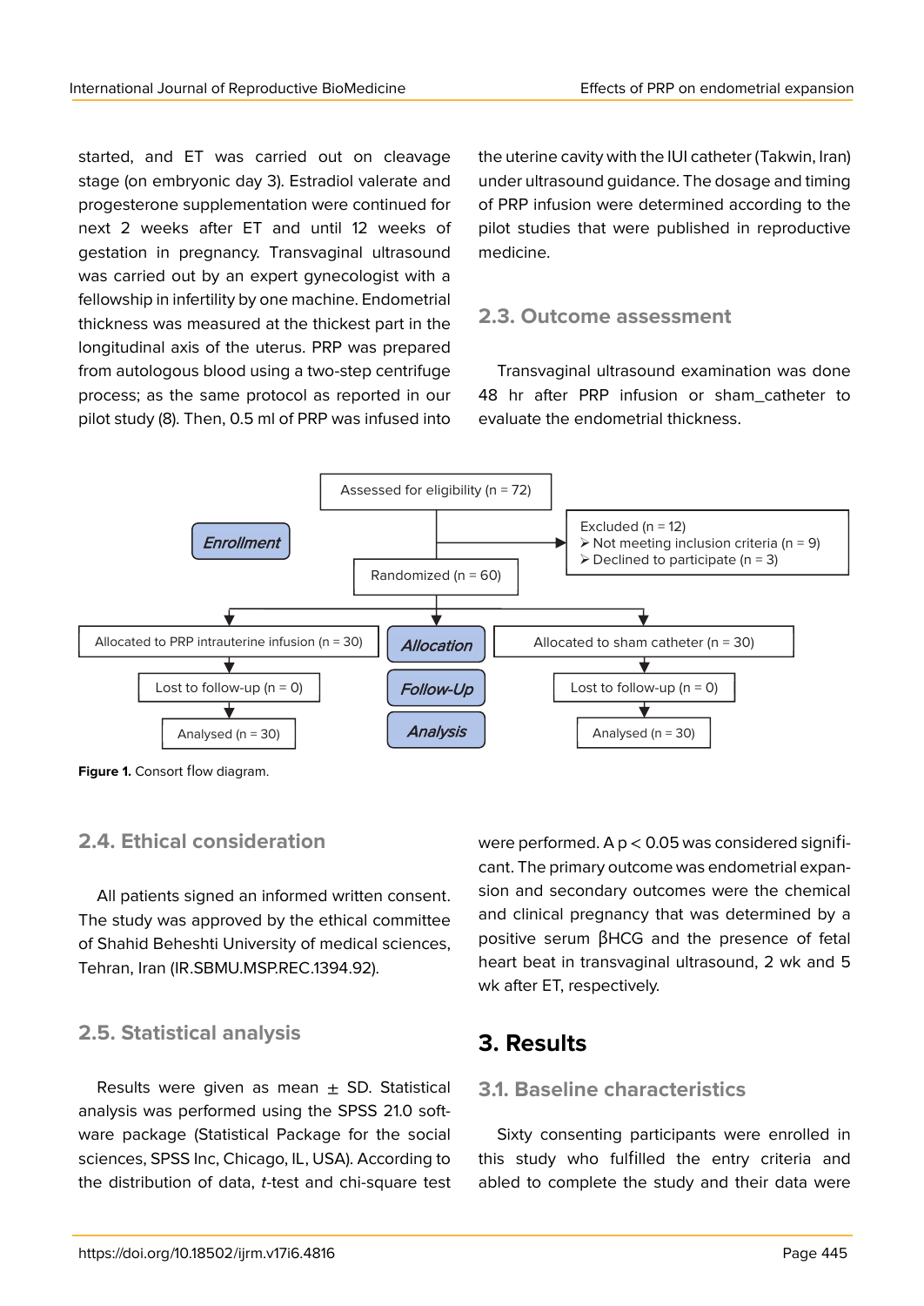started, and ET was carried out on cleavage stage (on embryonic day 3). Estradiol valerate and progesterone supplementation were continued for next 2 weeks after ET and until 12 weeks of gestation in pregnancy. Transvaginal ultrasound was carried out by an expert gynecologist with a fellowship in infertility by one machine. Endometrial thickness was measured at the thickest part in the longitudinal axis of the uterus. PRP was prepared from autologous blood using a two-step centrifuge process; as the same protocol as reported in our pilot study (8). Then, 0.5 ml of PRP was infused into the uterine cavity with the IUI catheter (Takwin, Iran) under ultrasound guidance. The dosage and timing of PRP infusion were determined according to the pilot studies that were published in reproductive medicine.

## 2.3. Outcome assessment

Transvaginal ultrasound examination was done 48 hr after PRP infusion or sham_catheter to evaluate the endometrial thickness.

Enrollment: Assessed for eligibility (n = 72)

Excluded (n = 12)
- Not meeting inclusion criteria (n = 9)
- Declined to participate (n = 3)

Randomized (n = 60)

Allocation: Allocated to PRP intrauterine infusion (n = 30) | Allocated to sham catheter (n = 30)

Follow-Up: Lost to follow-up (n = 0) | Lost to follow-up (n = 0)

Analysis: Analysed (n = 30) | Analysed (n = 30)

**Figure 1.** Consort flow diagram.

## 2.4. Ethical consideration

All patients signed an informed written consent. The study was approved by the ethical committee of Shahid Beheshti University of medical sciences, Tehran, Iran (IR.SBMU.MSP.REC.1394.92).

## 2.5. Statistical analysis

Results were given as mean ± SD. Statistical analysis was performed using the SPSS 21.0 software package (Statistical Package for the social sciences, SPSS Inc, Chicago, IL, USA). According to the distribution of data, *t*-test and chi-square test were performed. A $p < 0.05$ was considered significant. The primary outcome was endometrial expansion and secondary outcomes were the chemical and clinical pregnancy that was determined by a positive serum βHCG and the presence of fetal heart beat in transvaginal ultrasound, 2 wk and 5 wk after ET, respectively.

# 3. Results

## 3.1. Baseline characteristics

Sixty consenting participants were enrolled in this study who fulfilled the entry criteria and abled to complete the study and their data were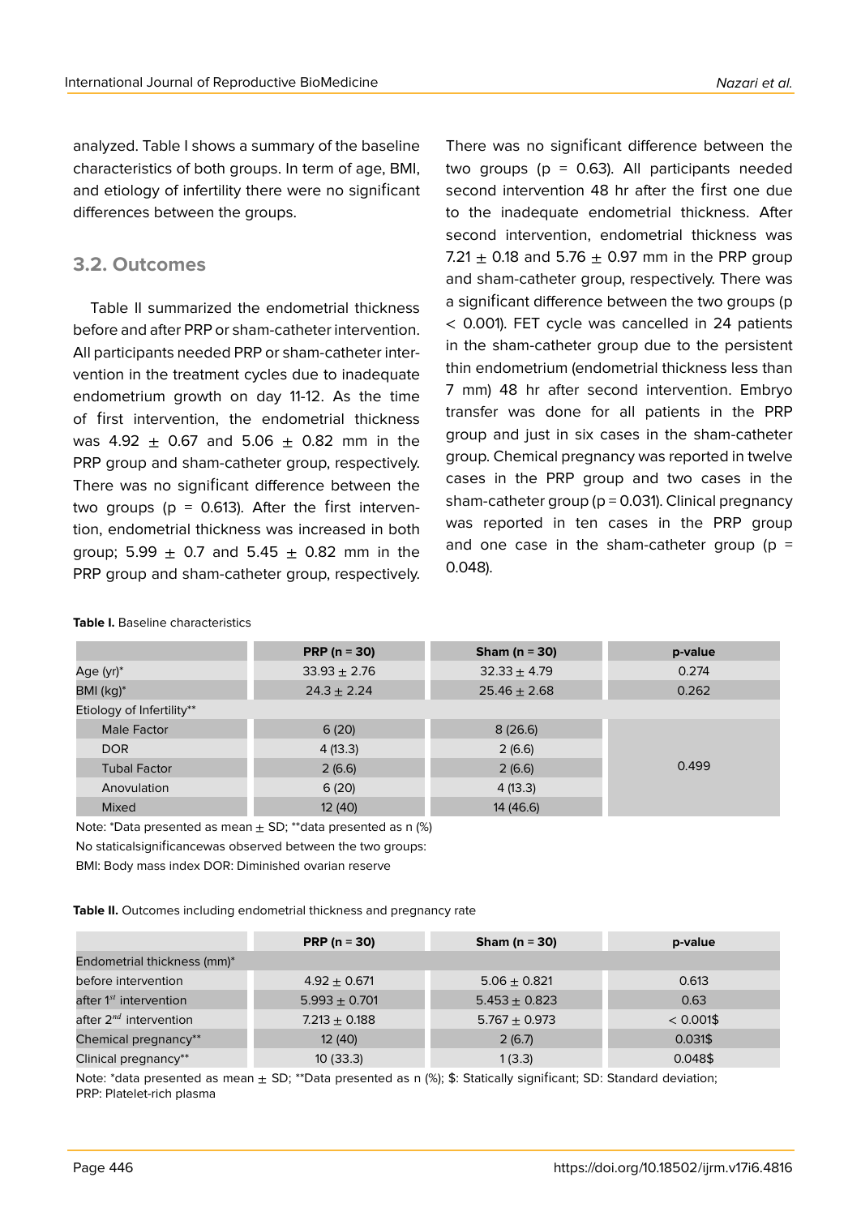analyzed. Table I shows a summary of the baseline characteristics of both groups. In term of age, BMI, and etiology of infertility there were no significant differences between the groups.

### 3.2. Outcomes

Table II summarized the endometrial thickness before and after PRP or sham-catheter intervention. All participants needed PRP or sham-catheter intervention in the treatment cycles due to inadequate endometrium growth on day 11-12. As the time of first intervention, the endometrial thickness was 4.92 ± 0.67 and 5.06 ± 0.82 mm in the PRP group and sham-catheter group, respectively. There was no significant difference between the two groups ($p = 0.613$). After the first intervention, endometrial thickness was increased in both group; 5.99 ± 0.7 and 5.45 ± 0.82 mm in the PRP group and sham-catheter group, respectively. There was no significant difference between the two groups ($p = 0.63$). All participants needed second intervention 48 hr after the first one due to the inadequate endometrial thickness. After second intervention, endometrial thickness was 7.21 ± 0.18 and 5.76 ± 0.97 mm in the PRP group and sham-catheter group, respectively. There was a significant difference between the two groups ($p < 0.001$). FET cycle was cancelled in 24 patients in the sham-catheter group due to the persistent thin endometrium (endometrial thickness less than 7 mm) 48 hr after second intervention. Embryo transfer was done for all patients in the PRP group and just in six cases in the sham-catheter group. Chemical pregnancy was reported in twelve cases in the PRP group and two cases in the sham-catheter group ($p = 0.031$). Clinical pregnancy was reported in ten cases in the PRP group and one case in the sham-catheter group ($p = 0.048$).

**Table I.** Baseline characteristics

| | PRP (n = 30) | Sham (n = 30) | p-value |
|---|---|---|---|
| Age (yr)* | 33.93 ± 2.76 | 32.33 ± 4.79 | 0.274 |
| BMI (kg)* | 24.3 ± 2.24 | 25.46 ± 2.68 | 0.262 |
| Etiology of Infertility** | | | |
| Male Factor | 6 (20) | 8 (26.6) | 0.499 |
| DOR | 4 (13.3) | 2 (6.6) | |
| Tubal Factor | 2 (6.6) | 2 (6.6) | |
| Anovulation | 6 (20) | 4 (13.3) | |
| Mixed | 12 (40) | 14 (46.6) | |

Note: *Data presented as mean ± SD; **data presented as n (%)

No staticalsignificancewas observed between the two groups:

BMI: Body mass index DOR: Diminished ovarian reserve

**Table II.** Outcomes including endometrial thickness and pregnancy rate

| | PRP (n = 30) | Sham (n = 30) | p-value |
|---|---|---|---|
| Endometrial thickness (mm)* | | | |
| before intervention | 4.92 ± 0.671 | 5.06 ± 0.821 | 0.613 |
| after 1$^{st}$ intervention | 5.993 ± 0.701 | 5.453 ± 0.823 | 0.63 |
| after 2$^{nd}$ intervention | 7.213 ± 0.188 | 5.767 ± 0.973 | < 0.001$ |
| Chemical pregnancy** | 12 (40) | 2 (6.7) | 0.031$ |
| Clinical pregnancy** | 10 (33.3) | 1 (3.3) | 0.048$ |

Note: *data presented as mean ± SD; **Data presented as n (%); $: Statically significant; SD: Standard deviation; PRP: Platelet-rich plasma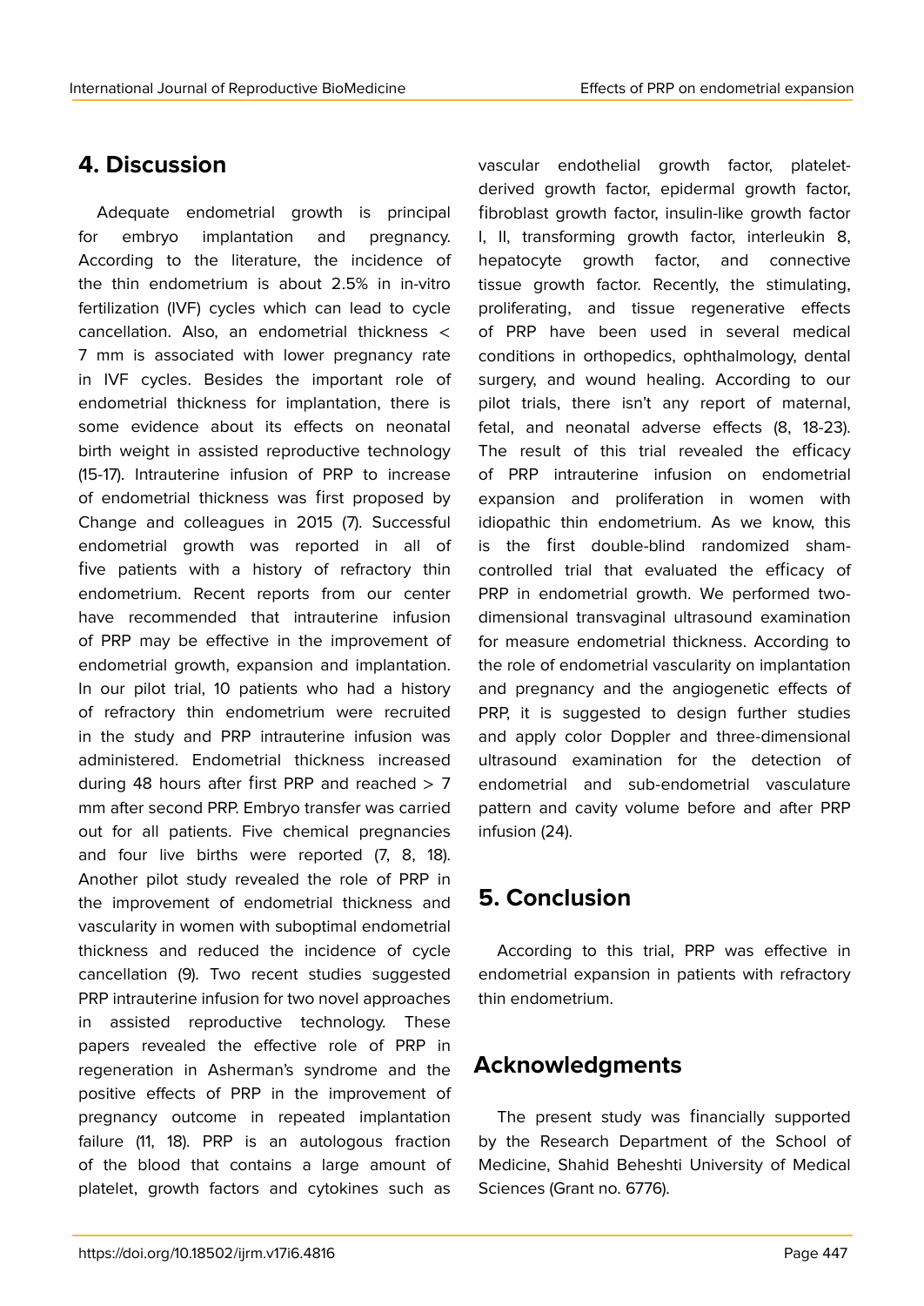## 4. Discussion

Adequate endometrial growth is principal for embryo implantation and pregnancy. According to the literature, the incidence of the thin endometrium is about 2.5% in in-vitro fertilization (IVF) cycles which can lead to cycle cancellation. Also, an endometrial thickness < 7 mm is associated with lower pregnancy rate in IVF cycles. Besides the important role of endometrial thickness for implantation, there is some evidence about its effects on neonatal birth weight in assisted reproductive technology (15-17). Intrauterine infusion of PRP to increase of endometrial thickness was first proposed by Change and colleagues in 2015 (7). Successful endometrial growth was reported in all of five patients with a history of refractory thin endometrium. Recent reports from our center have recommended that intrauterine infusion of PRP may be effective in the improvement of endometrial growth, expansion and implantation. In our pilot trial, 10 patients who had a history of refractory thin endometrium were recruited in the study and PRP intrauterine infusion was administered. Endometrial thickness increased during 48 hours after first PRP and reached > 7 mm after second PRP. Embryo transfer was carried out for all patients. Five chemical pregnancies and four live births were reported (7, 8, 18). Another pilot study revealed the role of PRP in the improvement of endometrial thickness and vascularity in women with suboptimal endometrial thickness and reduced the incidence of cycle cancellation (9). Two recent studies suggested PRP intrauterine infusion for two novel approaches in assisted reproductive technology. These papers revealed the effective role of PRP in regeneration in Asherman's syndrome and the positive effects of PRP in the improvement of pregnancy outcome in repeated implantation failure (11, 18). PRP is an autologous fraction of the blood that contains a large amount of platelet, growth factors and cytokines such as vascular endothelial growth factor, platelet-derived growth factor, epidermal growth factor, fibroblast growth factor, insulin-like growth factor I, II, transforming growth factor, interleukin 8, hepatocyte growth factor, and connective tissue growth factor. Recently, the stimulating, proliferating, and tissue regenerative effects of PRP have been used in several medical conditions in orthopedics, ophthalmology, dental surgery, and wound healing. According to our pilot trials, there isn't any report of maternal, fetal, and neonatal adverse effects (8, 18-23). The result of this trial revealed the efficacy of PRP intrauterine infusion on endometrial expansion and proliferation in women with idiopathic thin endometrium. As we know, this is the first double-blind randomized sham-controlled trial that evaluated the efficacy of PRP in endometrial growth. We performed two-dimensional transvaginal ultrasound examination for measure endometrial thickness. According to the role of endometrial vascularity on implantation and pregnancy and the angiogenetic effects of PRP, it is suggested to design further studies and apply color Doppler and three-dimensional ultrasound examination for the detection of endometrial and sub-endometrial vasculature pattern and cavity volume before and after PRP infusion (24).

## 5. Conclusion

According to this trial, PRP was effective in endometrial expansion in patients with refractory thin endometrium.

## Acknowledgments

The present study was financially supported by the Research Department of the School of Medicine, Shahid Beheshti University of Medical Sciences (Grant no. 6776).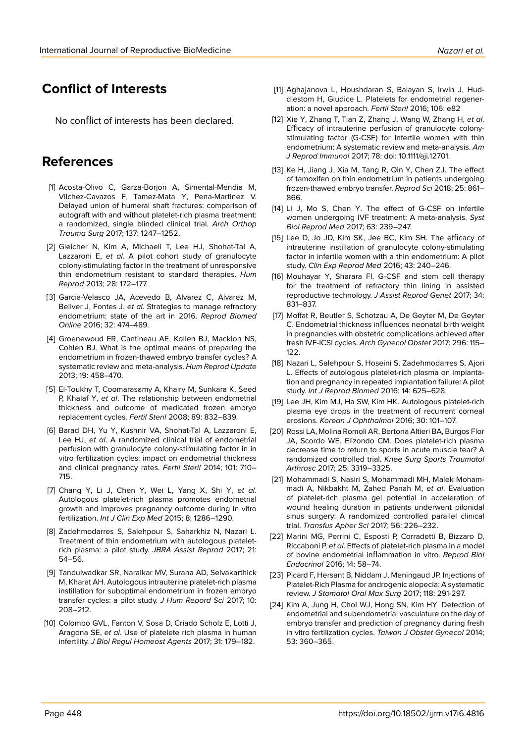## Conflict of Interests

No conflict of interests has been declared.

## References

[1] Acosta-Olivo C, Garza-Borjon A, Simental-Mendia M, Vilchez-Cavazos F, Tamez-Mata Y, Pena-Martinez V. Delayed union of humeral shaft fractures: comparison of autograft with and without platelet-rich plasma treatment: a randomized, single blinded clinical trial. *Arch Orthop Trauma Surg* 2017; 137: 1247–1252.

[2] Gleicher N, Kim A, Michaeli T, Lee HJ, Shohat-Tal A, Lazzaroni E, *et al*. A pilot cohort study of granulocyte colony-stimulating factor in the treatment of unresponsive thin endometrium resistant to standard therapies. *Hum Reprod* 2013; 28: 172–177.

[3] Garcia-Velasco JA, Acevedo B, Alvarez C, Alvarez M, Bellver J, Fontes J, *et al*. Strategies to manage refractory endometrium: state of the art in 2016. *Reprod Biomed Online* 2016; 32: 474–489.

[4] Groenewoud ER, Cantineau AE, Kollen BJ, Macklon NS, Cohlen BJ. What is the optimal means of preparing the endometrium in frozen-thawed embryo transfer cycles? A systematic review and meta-analysis. *Hum Reprod Update* 2013; 19: 458–470.

[5] El-Toukhy T, Coomarasamy A, Khairy M, Sunkara K, Seed P, Khalaf Y, *et al*. The relationship between endometrial thickness and outcome of medicated frozen embryo replacement cycles. *Fertil Steril* 2008; 89: 832–839.

[6] Barad DH, Yu Y, Kushnir VA, Shohat-Tal A, Lazzaroni E, Lee HJ, *et al*. A randomized clinical trial of endometrial perfusion with granulocyte colony-stimulating factor in in vitro fertilization cycles: impact on endometrial thickness and clinical pregnancy rates. *Fertil Steril* 2014; 101: 710–715.

[7] Chang Y, Li J, Chen Y, Wei L, Yang X, Shi Y, *et al*. Autologous platelet-rich plasma promotes endometrial growth and improves pregnancy outcome during in vitro fertilization. *Int J Clin Exp Med* 2015; 8: 1286–1290.

[8] Zadehmodarres S, Salehpour S, Saharkhiz N, Nazari L. Treatment of thin endometrium with autologous platelet-rich plasma: a pilot study. *JBRA Assist Reprod* 2017; 21: 54–56.

[9] Tandulwadkar SR, Naralkar MV, Surana AD, Selvakarthick M, Kharat AH. Autologous intrauterine platelet-rich plasma instillation for suboptimal endometrium in frozen embryo transfer cycles: a pilot study. *J Hum Repord Sci* 2017; 10: 208–212.

[10] Colombo GVL, Fanton V, Sosa D, Criado Scholz E, Lotti J, Aragona SE, *et al*. Use of platelete rich plasma in human infertility. *J Biol Regul Homeost Agents* 2017; 31: 179–182.

[11] Aghajanova L, Houshdaran S, Balayan S, Irwin J, Huddlestom H, Giudice L. Platelets for endometrial regeneration: a novel approach. *Fertil Steril* 2016; 106: e82

[12] Xie Y, Zhang T, Tian Z, Zhang J, Wang W, Zhang H, *et al*. Efficacy of intrauterine perfusion of granulocyte colony-stimulating factor (G-CSF) for Infertile women with thin endometrium: A systematic review and meta-analysis. *Am J Reprod Immunol* 2017; 78: doi: 10.1111/aji.12701.

[13] Ke H, Jiang J, Xia M, Tang R, Qin Y, Chen ZJ. The effect of tamoxifen on thin endometrium in patients undergoing frozen-thawed embryo transfer. *Reprod Sci* 2018; 25: 861–866.

[14] Li J, Mo S, Chen Y. The effect of G-CSF on infertile women undergoing IVF treatment: A meta-analysis. *Syst Biol Reprod Med* 2017; 63: 239–247.

[15] Lee D, Jo JD, Kim SK, Jee BC, Kim SH. The efficacy of intrauterine instillation of granulocyte colony-stimulating factor in infertile women with a thin endometrium: A pilot study. *Clin Exp Reprod Med* 2016; 43: 240–246.

[16] Mouhayar Y, Sharara FI. G-CSF and stem cell therapy for the treatment of refractory thin lining in assisted reproductive technology. *J Assist Reprod Genet* 2017; 34: 831–837.

[17] Moffat R, Beutler S, Schotzau A, De Geyter M, De Geyter C. Endometrial thickness influences neonatal birth weight in pregnancies with obstetric complications achieved after fresh IVF-ICSI cycles. *Arch Gynecol Obstet* 2017; 296: 115–122.

[18] Nazari L, Salehpour S, Hoseini S, Zadehmodarres S, Ajori L. Effects of autologous platelet-rich plasma on implantation and pregnancy in repeated implantation failure: A pilot study. *Int J Reprod Biomed* 2016; 14: 625–628.

[19] Lee JH, Kim MJ, Ha SW, Kim HK. Autologous platelet-rich plasma eye drops in the treatment of recurrent corneal erosions. *Korean J Ophthalmol* 2016; 30: 101–107.

[20] Rossi LA, Molina Romoli AR, Bertona Altieri BA, Burgos Flor JA, Scordo WE, Elizondo CM. Does platelet-rich plasma decrease time to return to sports in acute muscle tear? A randomized controlled trial. *Knee Surg Sports Traumatol Arthrosc* 2017; 25: 3319–3325.

[21] Mohammadi S, Nasiri S, Mohammadi MH, Malek Mohammadi A, Nikbakht M, Zahed Panah M, *et al*. Evaluation of platelet-rich plasma gel potential in acceleration of wound healing duration in patients underwent pilonidal sinus surgery: A randomized controlled parallel clinical trial. *Transfus Apher Sci* 2017; 56: 226–232.

[22] Marini MG, Perrini C, Esposti P, Corradetti B, Bizzaro D, Riccaboni P, *et al*. Effects of platelet-rich plasma in a model of bovine endometrial inflammation in vitro. *Reprod Biol Endocrinol* 2016; 14: 58–74.

[23] Picard F, Hersant B, Niddam J, Meningaud JP. Injections of Platelet-Rich Plasma for androgenic alopecia: A systematic review. *J Stomatol Oral Max Surg* 2017; 118: 291-297.

[24] Kim A, Jung H, Choi WJ, Hong SN, Kim HY. Detection of endometrial and subendometrial vasculature on the day of embryo transfer and prediction of pregnancy during fresh in vitro fertilization cycles. *Taiwan J Obstet Gynecol* 2014; 53: 360–365.